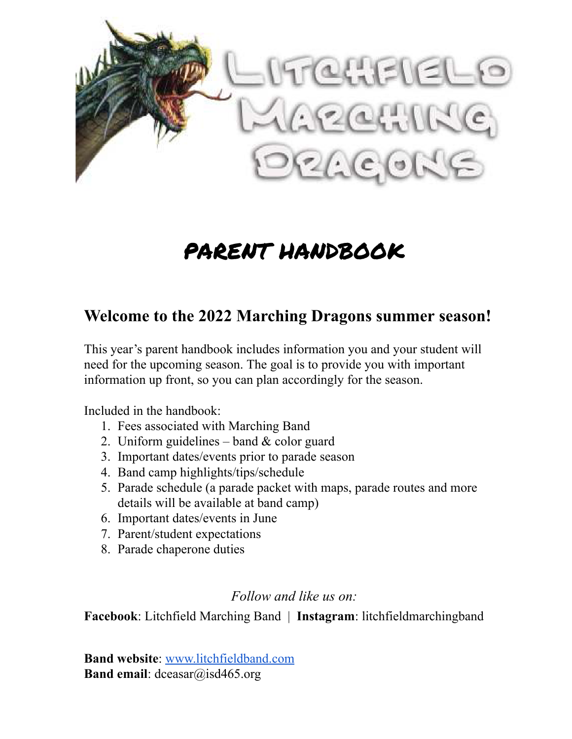# Litchfield Marching Dragons

# PARENT HANDBOOK

## Welcome to the 2022 Marching Dragons summer season!

This year's parent handbook includes information you and your student will need for the upcoming season. The goal is to provide you with important information up front, so you can plan accordingly for the season.

Included in the handbook:

1. Fees associated with Marching Band
2. Uniform guidelines – band & color guard
3. Important dates/events prior to parade season
4. Band camp highlights/tips/schedule
5. Parade schedule (a parade packet with maps, parade routes and more details will be available at band camp)
6. Important dates/events in June
7. Parent/student expectations
8. Parade chaperone duties

*Follow and like us on:*

**Facebook**: Litchfield Marching Band | **Instagram**: litchfieldmarchingband

**Band website**: www.litchfieldband.com
**Band email**: dceasar@isd465.org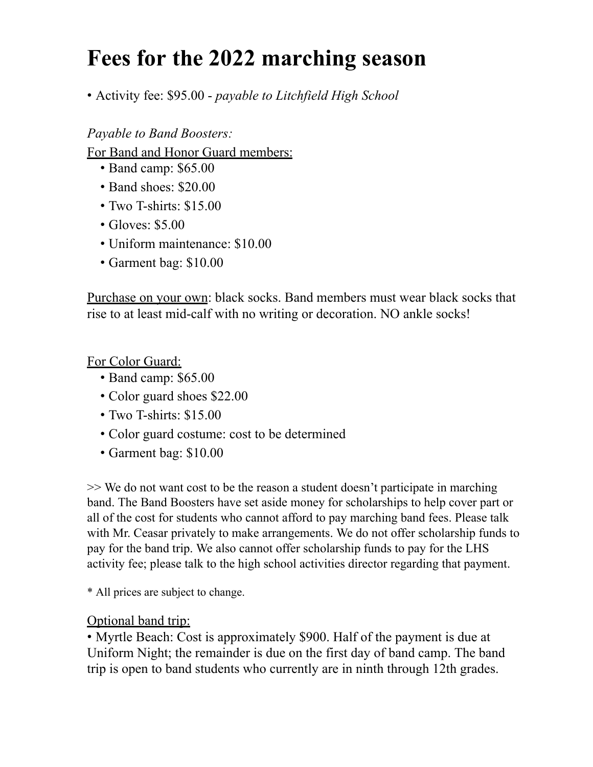# Fees for the 2022 marching season

- Activity fee: $95.00 - *payable to Litchfield High School*

*Payable to Band Boosters:*

<u>For Band and Honor Guard members:</u>

- Band camp: $65.00
- Band shoes: $20.00
- Two T-shirts: $15.00
- Gloves: $5.00
- Uniform maintenance: $10.00
- Garment bag: $10.00

<u>Purchase on your own</u>: black socks. Band members must wear black socks that rise to at least mid-calf with no writing or decoration. NO ankle socks!

<u>For Color Guard:</u>

- Band camp: $65.00
- Color guard shoes $22.00
- Two T-shirts: $15.00
- Color guard costume: cost to be determined
- Garment bag: $10.00

>> We do not want cost to be the reason a student doesn't participate in marching band. The Band Boosters have set aside money for scholarships to help cover part or all of the cost for students who cannot afford to pay marching band fees. Please talk with Mr. Ceasar privately to make arrangements. We do not offer scholarship funds to pay for the band trip. We also cannot offer scholarship funds to pay for the LHS activity fee; please talk to the high school activities director regarding that payment.

* All prices are subject to change.

<u>Optional band trip:</u>

- Myrtle Beach: Cost is approximately $900. Half of the payment is due at Uniform Night; the remainder is due on the first day of band camp. The band trip is open to band students who currently are in ninth through 12th grades.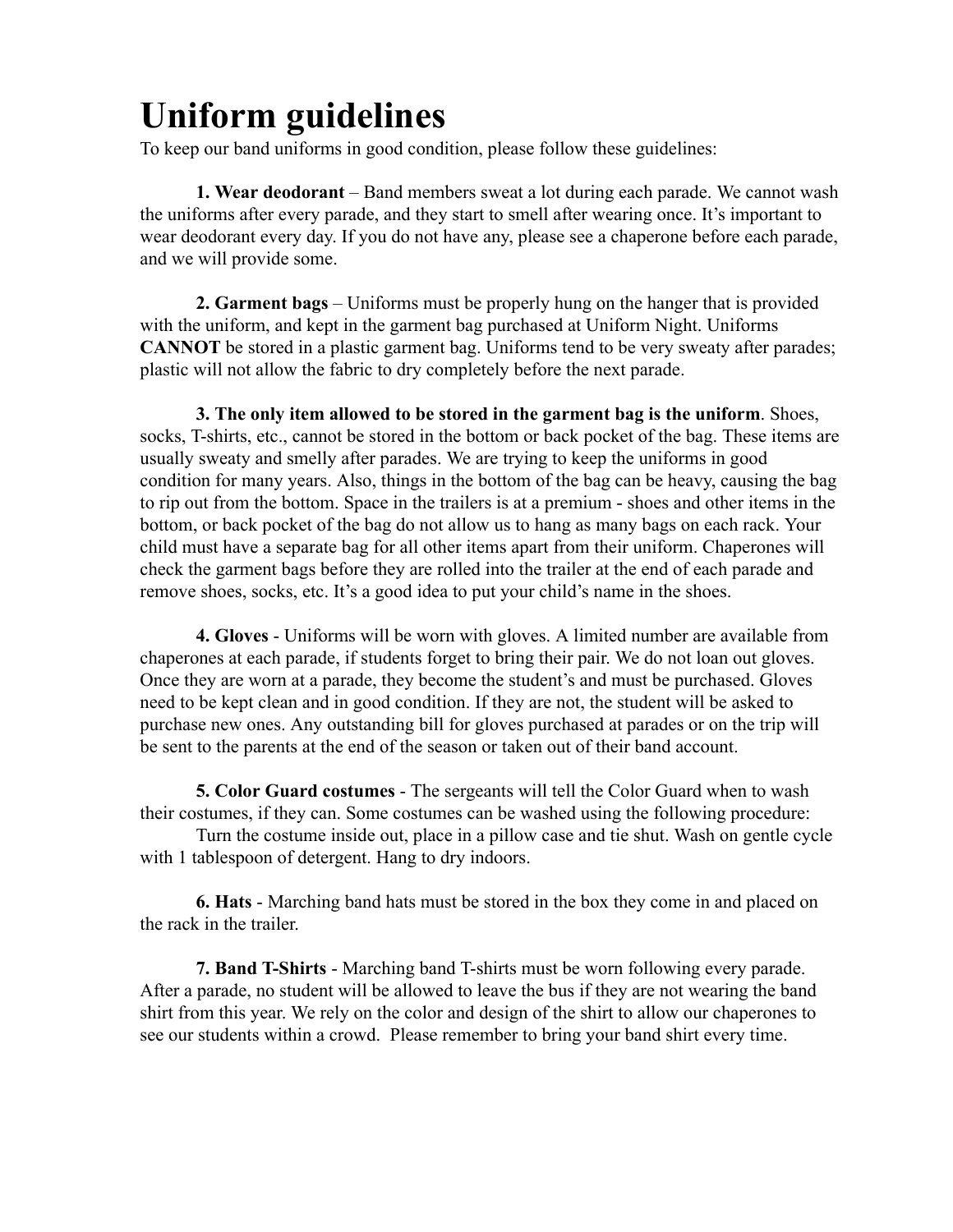# Uniform guidelines

To keep our band uniforms in good condition, please follow these guidelines:

**1. Wear deodorant** – Band members sweat a lot during each parade. We cannot wash the uniforms after every parade, and they start to smell after wearing once. It's important to wear deodorant every day. If you do not have any, please see a chaperone before each parade, and we will provide some.

**2. Garment bags** – Uniforms must be properly hung on the hanger that is provided with the uniform, and kept in the garment bag purchased at Uniform Night. Uniforms **CANNOT** be stored in a plastic garment bag. Uniforms tend to be very sweaty after parades; plastic will not allow the fabric to dry completely before the next parade.

**3. The only item allowed to be stored in the garment bag is the uniform**. Shoes, socks, T-shirts, etc., cannot be stored in the bottom or back pocket of the bag. These items are usually sweaty and smelly after parades. We are trying to keep the uniforms in good condition for many years. Also, things in the bottom of the bag can be heavy, causing the bag to rip out from the bottom. Space in the trailers is at a premium - shoes and other items in the bottom, or back pocket of the bag do not allow us to hang as many bags on each rack. Your child must have a separate bag for all other items apart from their uniform. Chaperones will check the garment bags before they are rolled into the trailer at the end of each parade and remove shoes, socks, etc. It's a good idea to put your child's name in the shoes.

**4. Gloves** - Uniforms will be worn with gloves. A limited number are available from chaperones at each parade, if students forget to bring their pair. We do not loan out gloves. Once they are worn at a parade, they become the student's and must be purchased. Gloves need to be kept clean and in good condition. If they are not, the student will be asked to purchase new ones. Any outstanding bill for gloves purchased at parades or on the trip will be sent to the parents at the end of the season or taken out of their band account.

**5. Color Guard costumes** - The sergeants will tell the Color Guard when to wash their costumes, if they can. Some costumes can be washed using the following procedure:
Turn the costume inside out, place in a pillow case and tie shut. Wash on gentle cycle with 1 tablespoon of detergent. Hang to dry indoors.

**6. Hats** - Marching band hats must be stored in the box they come in and placed on the rack in the trailer.

**7. Band T-Shirts** - Marching band T-shirts must be worn following every parade. After a parade, no student will be allowed to leave the bus if they are not wearing the band shirt from this year. We rely on the color and design of the shirt to allow our chaperones to see our students within a crowd. Please remember to bring your band shirt every time.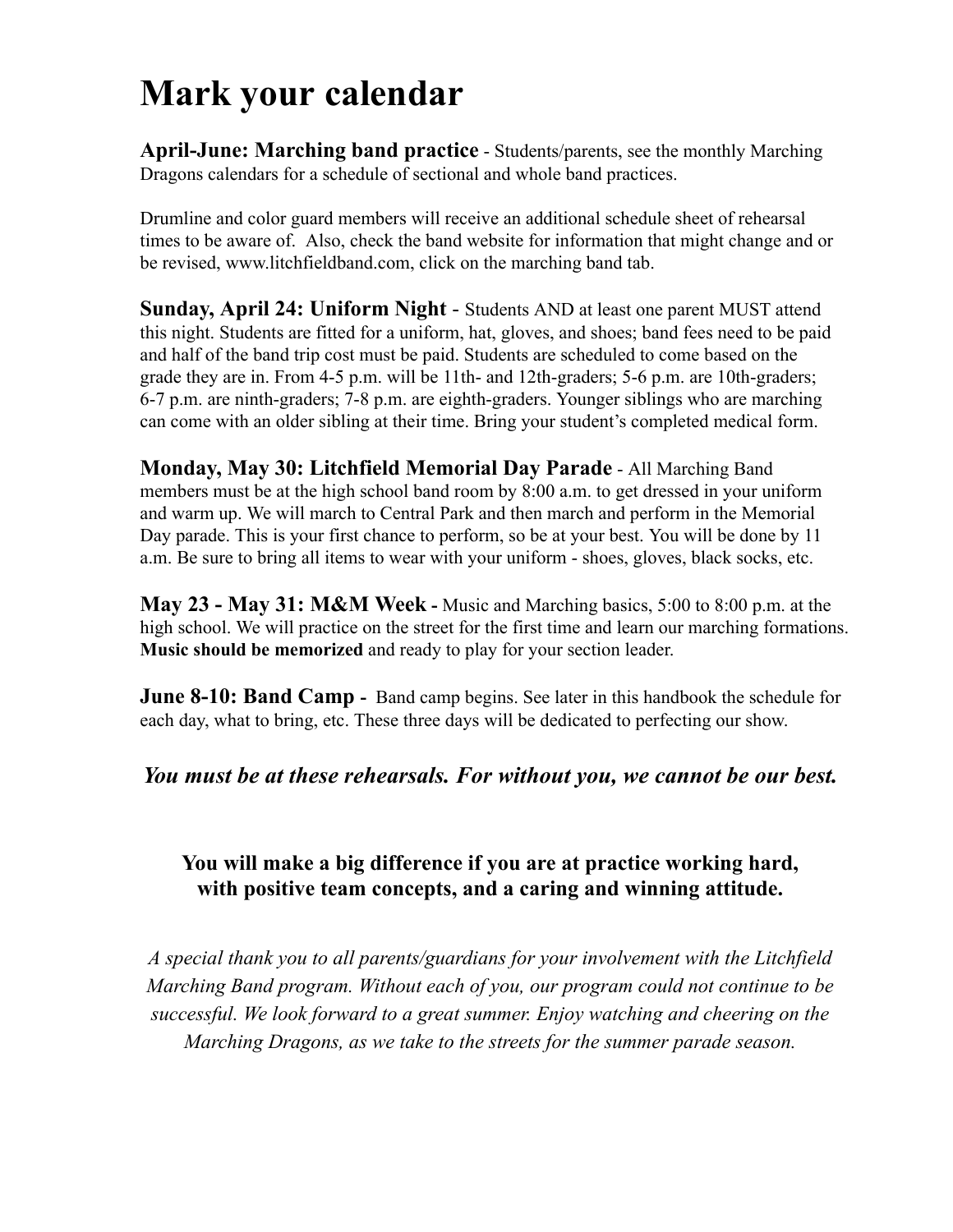# Mark your calendar

**April-June: Marching band practice** - Students/parents, see the monthly Marching Dragons calendars for a schedule of sectional and whole band practices.

Drumline and color guard members will receive an additional schedule sheet of rehearsal times to be aware of. Also, check the band website for information that might change and or be revised, www.litchfieldband.com, click on the marching band tab.

**Sunday, April 24: Uniform Night** - Students AND at least one parent MUST attend this night. Students are fitted for a uniform, hat, gloves, and shoes; band fees need to be paid and half of the band trip cost must be paid. Students are scheduled to come based on the grade they are in. From 4-5 p.m. will be 11th- and 12th-graders; 5-6 p.m. are 10th-graders; 6-7 p.m. are ninth-graders; 7-8 p.m. are eighth-graders. Younger siblings who are marching can come with an older sibling at their time. Bring your student's completed medical form.

**Monday, May 30: Litchfield Memorial Day Parade** - All Marching Band members must be at the high school band room by 8:00 a.m. to get dressed in your uniform and warm up. We will march to Central Park and then march and perform in the Memorial Day parade. This is your first chance to perform, so be at your best. You will be done by 11 a.m. Be sure to bring all items to wear with your uniform - shoes, gloves, black socks, etc.

**May 23 - May 31: M&M Week -** Music and Marching basics, 5:00 to 8:00 p.m. at the high school. We will practice on the street for the first time and learn our marching formations. **Music should be memorized** and ready to play for your section leader.

**June 8-10: Band Camp -** Band camp begins. See later in this handbook the schedule for each day, what to bring, etc. These three days will be dedicated to perfecting our show.

***You must be at these rehearsals. For without you, we cannot be our best.***

**You will make a big difference if you are at practice working hard, with positive team concepts, and a caring and winning attitude.**

*A special thank you to all parents/guardians for your involvement with the Litchfield Marching Band program. Without each of you, our program could not continue to be successful. We look forward to a great summer. Enjoy watching and cheering on the Marching Dragons, as we take to the streets for the summer parade season.*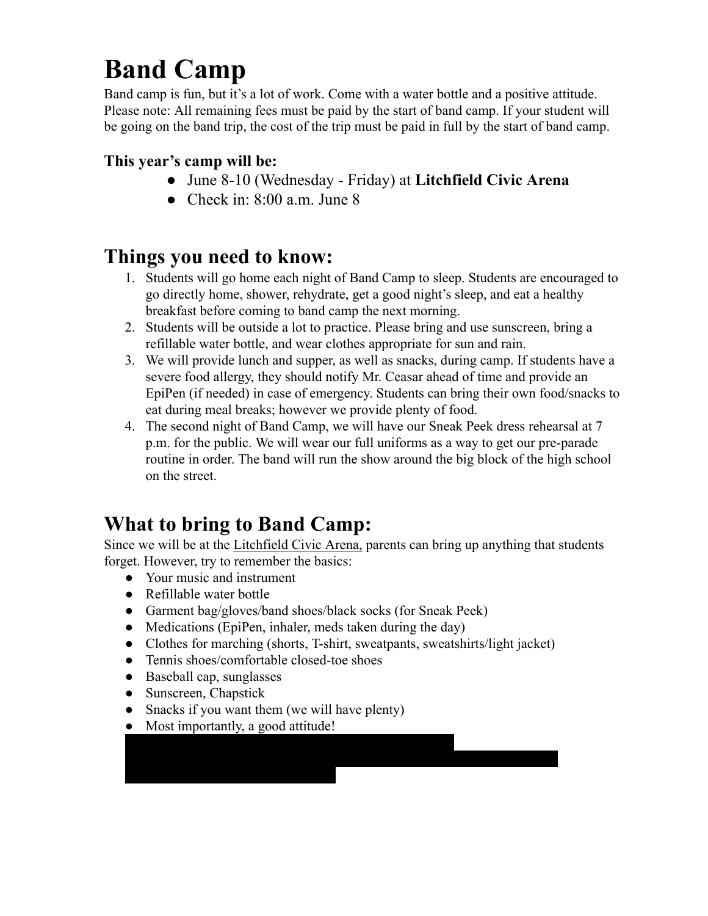# Band Camp

Band camp is fun, but it's a lot of work. Come with a water bottle and a positive attitude. Please note: All remaining fees must be paid by the start of band camp. If your student will be going on the band trip, the cost of the trip must be paid in full by the start of band camp.

### This year's camp will be:

- June 8-10 (Wednesday - Friday) at **Litchfield Civic Arena**
- Check in: 8:00 a.m. June 8

## Things you need to know:

1. Students will go home each night of Band Camp to sleep. Students are encouraged to go directly home, shower, rehydrate, get a good night's sleep, and eat a healthy breakfast before coming to band camp the next morning.
2. Students will be outside a lot to practice. Please bring and use sunscreen, bring a refillable water bottle, and wear clothes appropriate for sun and rain.
3. We will provide lunch and supper, as well as snacks, during camp. If students have a severe food allergy, they should notify Mr. Ceasar ahead of time and provide an EpiPen (if needed) in case of emergency. Students can bring their own food/snacks to eat during meal breaks; however we provide plenty of food.
4. The second night of Band Camp, we will have our Sneak Peek dress rehearsal at 7 p.m. for the public. We will wear our full uniforms as a way to get our pre-parade routine in order. The band will run the show around the big block of the high school on the street.

## What to bring to Band Camp:

Since we will be at the Litchfield Civic Arena, parents can bring up anything that students forget. However, try to remember the basics:

- Your music and instrument
- Refillable water bottle
- Garment bag/gloves/band shoes/black socks (for Sneak Peek)
- Medications (EpiPen, inhaler, meds taken during the day)
- Clothes for marching (shorts, T-shirt, sweatpants, sweatshirts/light jacket)
- Tennis shoes/comfortable closed-toe shoes
- Baseball cap, sunglasses
- Sunscreen, Chapstick
- Snacks if you want them (we will have plenty)
- Most importantly, a good attitude!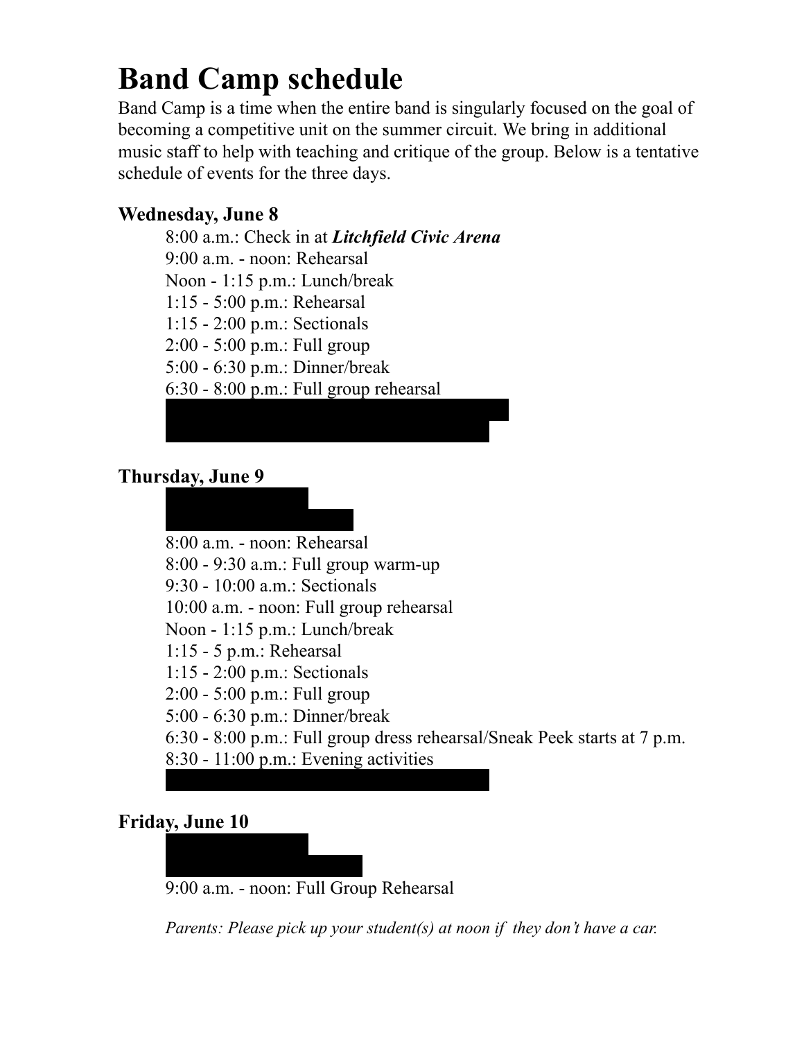# Band Camp schedule

Band Camp is a time when the entire band is singularly focused on the goal of becoming a competitive unit on the summer circuit. We bring in additional music staff to help with teaching and critique of the group. Below is a tentative schedule of events for the three days.

### Wednesday, June 8

8:00 a.m.: Check in at ***Litchfield Civic Arena***
9:00 a.m. - noon: Rehearsal
Noon - 1:15 p.m.: Lunch/break
1:15 - 5:00 p.m.: Rehearsal
1:15 - 2:00 p.m.: Sectionals
2:00 - 5:00 p.m.: Full group
5:00 - 6:30 p.m.: Dinner/break
6:30 - 8:00 p.m.: Full group rehearsal

### Thursday, June 9

8:00 a.m. - noon: Rehearsal
8:00 - 9:30 a.m.: Full group warm-up
9:30 - 10:00 a.m.: Sectionals
10:00 a.m. - noon: Full group rehearsal
Noon - 1:15 p.m.: Lunch/break
1:15 - 5 p.m.: Rehearsal
1:15 - 2:00 p.m.: Sectionals
2:00 - 5:00 p.m.: Full group
5:00 - 6:30 p.m.: Dinner/break
6:30 - 8:00 p.m.: Full group dress rehearsal/Sneak Peek starts at 7 p.m.
8:30 - 11:00 p.m.: Evening activities

### Friday, June 10

9:00 a.m. - noon: Full Group Rehearsal

*Parents: Please pick up your student(s) at noon if they don't have a car.*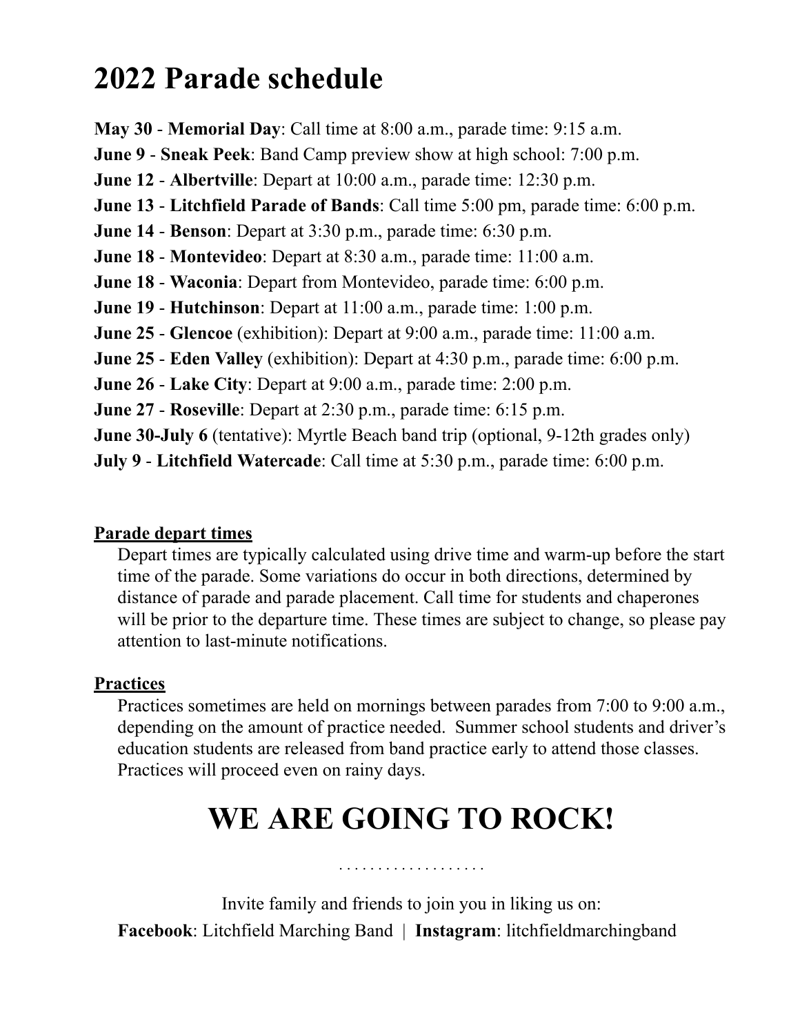# 2022 Parade schedule

**May 30** - **Memorial Day**: Call time at 8:00 a.m., parade time: 9:15 a.m.
**June 9** - **Sneak Peek**: Band Camp preview show at high school: 7:00 p.m.
**June 12** - **Albertville**: Depart at 10:00 a.m., parade time: 12:30 p.m.
**June 13** - **Litchfield Parade of Bands**: Call time 5:00 pm, parade time: 6:00 p.m.
**June 14** - **Benson**: Depart at 3:30 p.m., parade time: 6:30 p.m.
**June 18** - **Montevideo**: Depart at 8:30 a.m., parade time: 11:00 a.m.
**June 18** - **Waconia**: Depart from Montevideo, parade time: 6:00 p.m.
**June 19** - **Hutchinson**: Depart at 11:00 a.m., parade time: 1:00 p.m.
**June 25** - **Glencoe** (exhibition): Depart at 9:00 a.m., parade time: 11:00 a.m.
**June 25** - **Eden Valley** (exhibition): Depart at 4:30 p.m., parade time: 6:00 p.m.
**June 26** - **Lake City**: Depart at 9:00 a.m., parade time: 2:00 p.m.
**June 27** - **Roseville**: Depart at 2:30 p.m., parade time: 6:15 p.m.
**June 30-July 6** (tentative): Myrtle Beach band trip (optional, 9-12th grades only)
**July 9** - **Litchfield Watercade**: Call time at 5:30 p.m., parade time: 6:00 p.m.

**Parade depart times**

Depart times are typically calculated using drive time and warm-up before the start time of the parade. Some variations do occur in both directions, determined by distance of parade and parade placement. Call time for students and chaperones will be prior to the departure time. These times are subject to change, so please pay attention to last-minute notifications.

**Practices**

Practices sometimes are held on mornings between parades from 7:00 to 9:00 a.m., depending on the amount of practice needed. Summer school students and driver's education students are released from band practice early to attend those classes. Practices will proceed even on rainy days.

# WE ARE GOING TO ROCK!

. . . . . . . . . . . . . . . . . . .

Invite family and friends to join you in liking us on:

**Facebook**: Litchfield Marching Band | **Instagram**: litchfieldmarchingband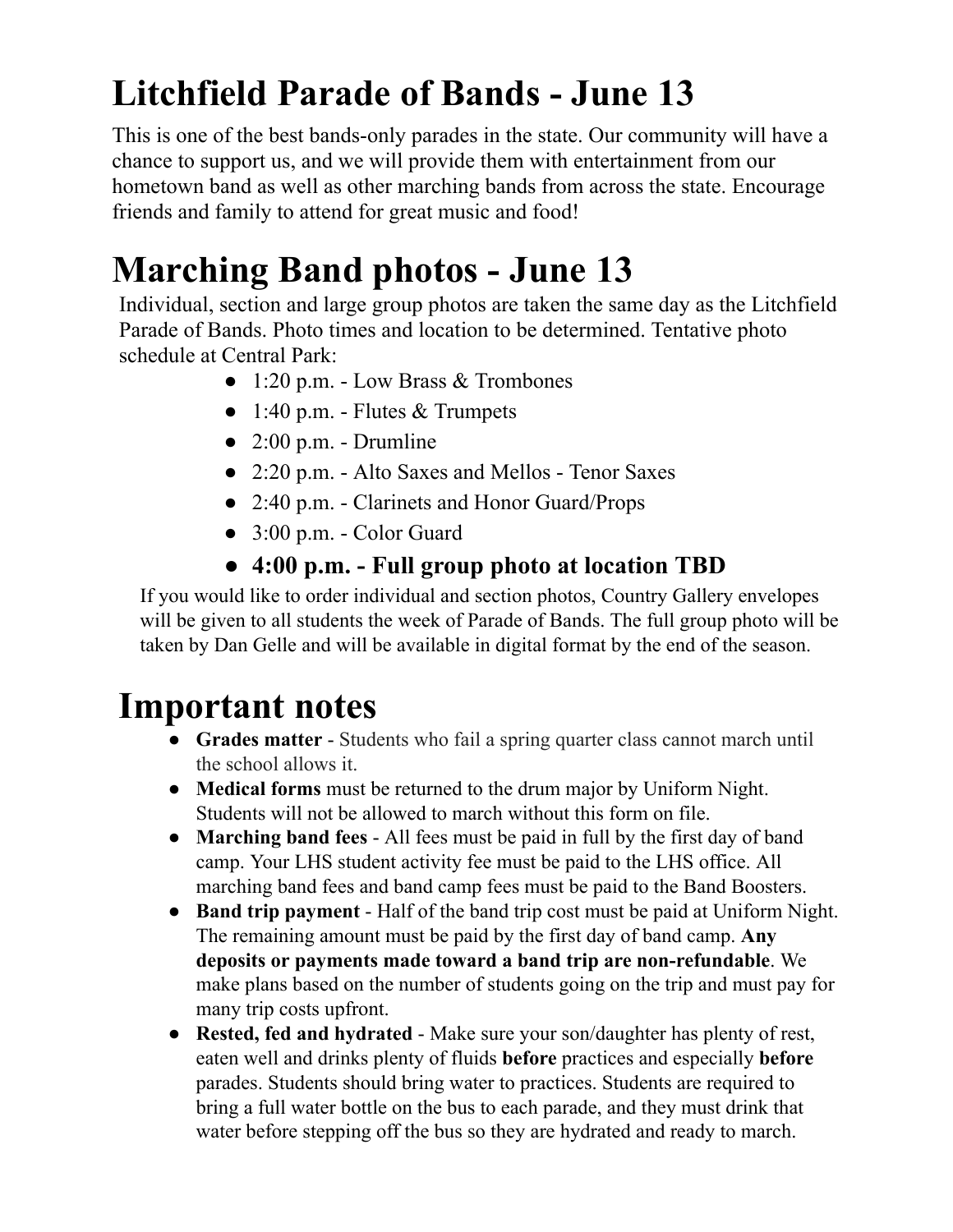# Litchfield Parade of Bands - June 13

This is one of the best bands-only parades in the state. Our community will have a chance to support us, and we will provide them with entertainment from our hometown band as well as other marching bands from across the state. Encourage friends and family to attend for great music and food!

# Marching Band photos - June 13

Individual, section and large group photos are taken the same day as the Litchfield Parade of Bands. Photo times and location to be determined. Tentative photo schedule at Central Park:

- 1:20 p.m. - Low Brass & Trombones
- 1:40 p.m. - Flutes & Trumpets
- 2:00 p.m. - Drumline
- 2:20 p.m. - Alto Saxes and Mellos - Tenor Saxes
- 2:40 p.m. - Clarinets and Honor Guard/Props
- 3:00 p.m. - Color Guard
- **4:00 p.m. - Full group photo at location TBD**

If you would like to order individual and section photos, Country Gallery envelopes will be given to all students the week of Parade of Bands. The full group photo will be taken by Dan Gelle and will be available in digital format by the end of the season.

# Important notes

- **Grades matter** - Students who fail a spring quarter class cannot march until the school allows it.
- **Medical forms** must be returned to the drum major by Uniform Night. Students will not be allowed to march without this form on file.
- **Marching band fees** - All fees must be paid in full by the first day of band camp. Your LHS student activity fee must be paid to the LHS office. All marching band fees and band camp fees must be paid to the Band Boosters.
- **Band trip payment** - Half of the band trip cost must be paid at Uniform Night. The remaining amount must be paid by the first day of band camp. **Any deposits or payments made toward a band trip are non-refundable**. We make plans based on the number of students going on the trip and must pay for many trip costs upfront.
- **Rested, fed and hydrated** - Make sure your son/daughter has plenty of rest, eaten well and drinks plenty of fluids **before** practices and especially **before** parades. Students should bring water to practices. Students are required to bring a full water bottle on the bus to each parade, and they must drink that water before stepping off the bus so they are hydrated and ready to march.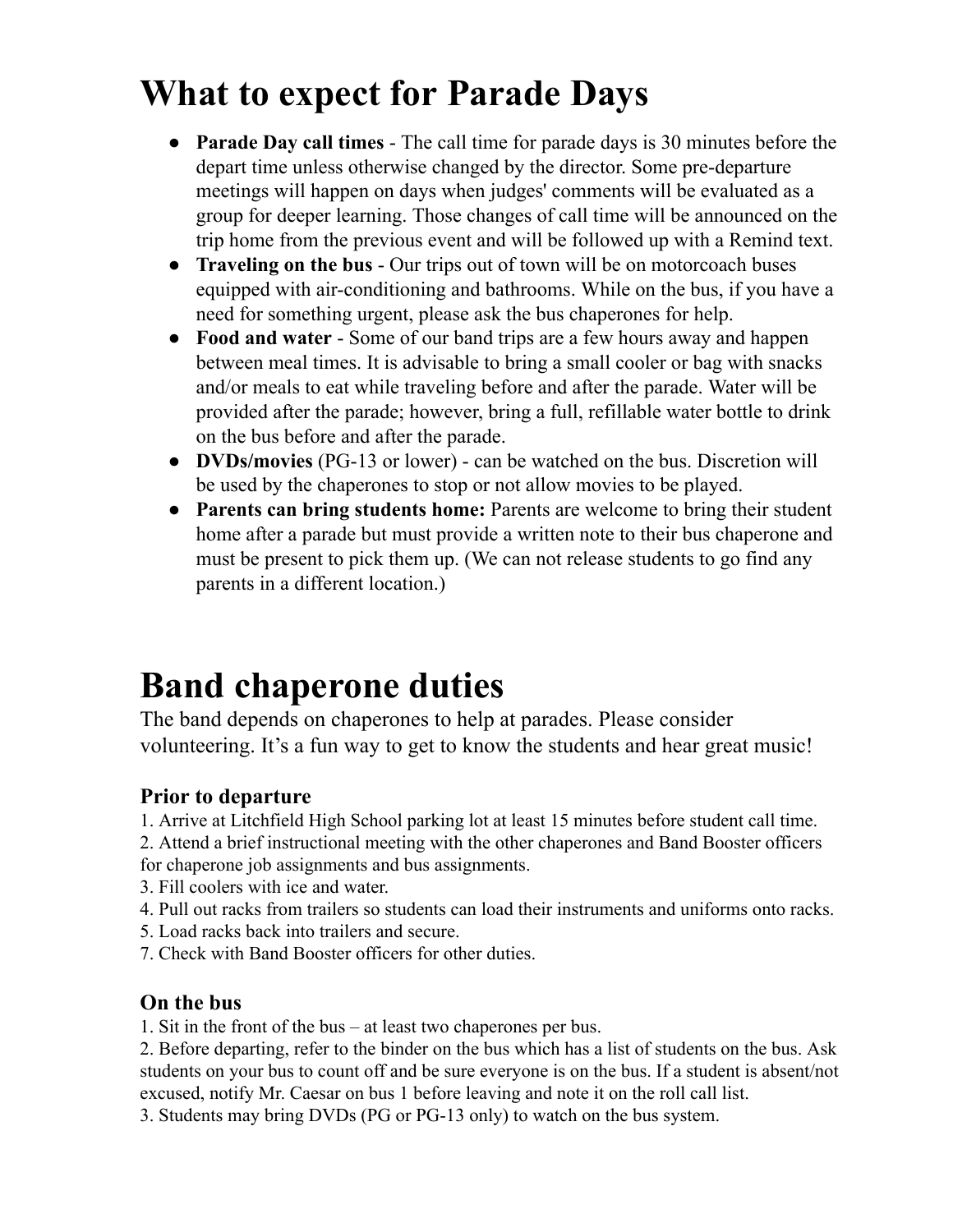# What to expect for Parade Days

- **Parade Day call times** - The call time for parade days is 30 minutes before the depart time unless otherwise changed by the director. Some pre-departure meetings will happen on days when judges' comments will be evaluated as a group for deeper learning. Those changes of call time will be announced on the trip home from the previous event and will be followed up with a Remind text.
- **Traveling on the bus** - Our trips out of town will be on motorcoach buses equipped with air-conditioning and bathrooms. While on the bus, if you have a need for something urgent, please ask the bus chaperones for help.
- **Food and water** - Some of our band trips are a few hours away and happen between meal times. It is advisable to bring a small cooler or bag with snacks and/or meals to eat while traveling before and after the parade. Water will be provided after the parade; however, bring a full, refillable water bottle to drink on the bus before and after the parade.
- **DVDs/movies** (PG-13 or lower) - can be watched on the bus. Discretion will be used by the chaperones to stop or not allow movies to be played.
- **Parents can bring students home:** Parents are welcome to bring their student home after a parade but must provide a written note to their bus chaperone and must be present to pick them up. (We can not release students to go find any parents in a different location.)

# Band chaperone duties

The band depends on chaperones to help at parades. Please consider volunteering. It's a fun way to get to know the students and hear great music!

### Prior to departure

1. Arrive at Litchfield High School parking lot at least 15 minutes before student call time.
2. Attend a brief instructional meeting with the other chaperones and Band Booster officers for chaperone job assignments and bus assignments.
3. Fill coolers with ice and water.
4. Pull out racks from trailers so students can load their instruments and uniforms onto racks.
5. Load racks back into trailers and secure.
7. Check with Band Booster officers for other duties.

### On the bus

1. Sit in the front of the bus – at least two chaperones per bus.
2. Before departing, refer to the binder on the bus which has a list of students on the bus. Ask students on your bus to count off and be sure everyone is on the bus. If a student is absent/not excused, notify Mr. Caesar on bus 1 before leaving and note it on the roll call list.
3. Students may bring DVDs (PG or PG-13 only) to watch on the bus system.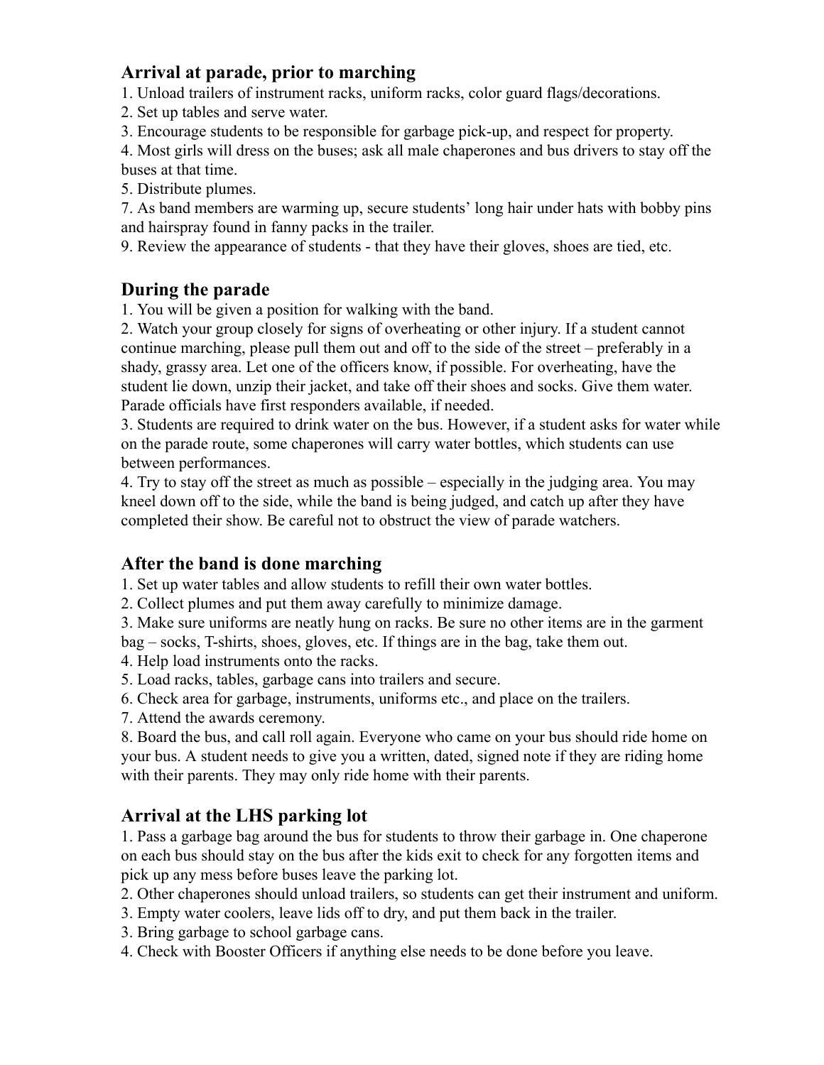## Arrival at parade, prior to marching

1. Unload trailers of instrument racks, uniform racks, color guard flags/decorations.
2. Set up tables and serve water.
3. Encourage students to be responsible for garbage pick-up, and respect for property.
4. Most girls will dress on the buses; ask all male chaperones and bus drivers to stay off the buses at that time.
5. Distribute plumes.
7. As band members are warming up, secure students' long hair under hats with bobby pins and hairspray found in fanny packs in the trailer.
9. Review the appearance of students - that they have their gloves, shoes are tied, etc.

## During the parade

1. You will be given a position for walking with the band.
2. Watch your group closely for signs of overheating or other injury. If a student cannot continue marching, please pull them out and off to the side of the street – preferably in a shady, grassy area. Let one of the officers know, if possible. For overheating, have the student lie down, unzip their jacket, and take off their shoes and socks. Give them water. Parade officials have first responders available, if needed.
3. Students are required to drink water on the bus. However, if a student asks for water while on the parade route, some chaperones will carry water bottles, which students can use between performances.
4. Try to stay off the street as much as possible – especially in the judging area. You may kneel down off to the side, while the band is being judged, and catch up after they have completed their show. Be careful not to obstruct the view of parade watchers.

## After the band is done marching

1. Set up water tables and allow students to refill their own water bottles.
2. Collect plumes and put them away carefully to minimize damage.
3. Make sure uniforms are neatly hung on racks. Be sure no other items are in the garment bag – socks, T-shirts, shoes, gloves, etc. If things are in the bag, take them out.
4. Help load instruments onto the racks.
5. Load racks, tables, garbage cans into trailers and secure.
6. Check area for garbage, instruments, uniforms etc., and place on the trailers.
7. Attend the awards ceremony.
8. Board the bus, and call roll again. Everyone who came on your bus should ride home on your bus. A student needs to give you a written, dated, signed note if they are riding home with their parents. They may only ride home with their parents.

## Arrival at the LHS parking lot

1. Pass a garbage bag around the bus for students to throw their garbage in. One chaperone on each bus should stay on the bus after the kids exit to check for any forgotten items and pick up any mess before buses leave the parking lot.
2. Other chaperones should unload trailers, so students can get their instrument and uniform.
3. Empty water coolers, leave lids off to dry, and put them back in the trailer.
3. Bring garbage to school garbage cans.
4. Check with Booster Officers if anything else needs to be done before you leave.